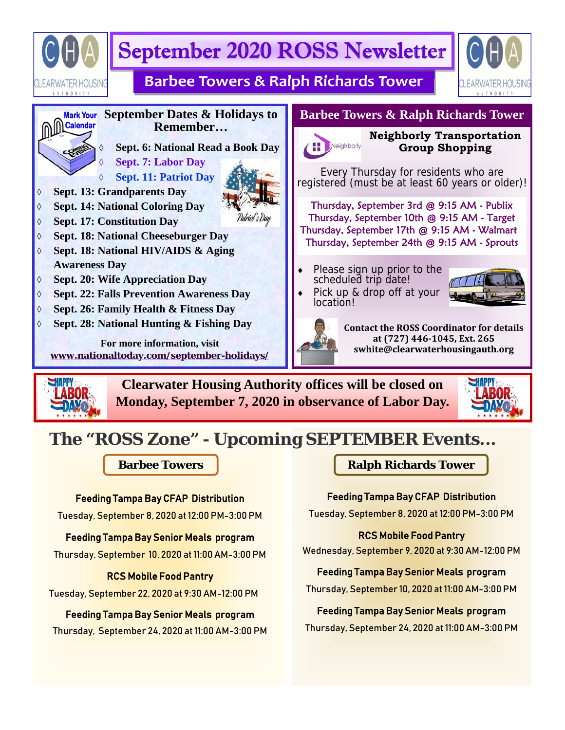# September 2020 ROSS Newsletter

## Barbee Towers & Ralph Richards Tower

### September Dates & Holidays to Remember…

- Sept. 6: National Read a Book Day
- Sept. 7: Labor Day
- Sept. 11: Patriot Day
- Sept. 13: Grandparents Day
- Sept. 14: National Coloring Day
- Sept. 17: Constitution Day
- Sept. 18: National Cheeseburger Day
- Sept. 18: National HIV/AIDS & Aging Awareness Day
- Sept. 20: Wife Appreciation Day
- Sept. 22: Falls Prevention Awareness Day
- Sept. 26: Family Health & Fitness Day
- Sept. 28: National Hunting & Fishing Day

**For more information, visit www.nationaltoday.com/september-holidays/**

### Barbee Towers & Ralph Richards Tower

**Neighborly Transportation Group Shopping**

Every Thursday for residents who are registered (must be at least 60 years or older)!

Thursday, September 3rd @ 9:15 AM - Publix
Thursday, September 10th @ 9:15 AM - Target
Thursday, September 17th @ 9:15 AM - Walmart
Thursday, September 24th @ 9:15 AM - Sprouts

- Please sign up prior to the scheduled trip date!
- Pick up & drop off at your location!

**Contact the ROSS Coordinator for details at (727) 446-1045, Ext. 265 swhite@clearwaterhousingauth.org**

**Clearwater Housing Authority offices will be closed on Monday, September 7, 2020 in observance of Labor Day.**

## The "ROSS Zone" - Upcoming SEPTEMBER Events…

### Barbee Towers

**Feeding Tampa Bay CFAP Distribution**
Tuesday, September 8, 2020 at 12:00 PM-3:00 PM

**Feeding Tampa Bay Senior Meals program**
Thursday, September 10, 2020 at 11:00 AM-3:00 PM

**RCS Mobile Food Pantry**
Tuesday, September 22, 2020 at 9:30 AM-12:00 PM

**Feeding Tampa Bay Senior Meals program**
Thursday, September 24, 2020 at 11:00 AM-3:00 PM

### Ralph Richards Tower

**Feeding Tampa Bay CFAP Distribution**
Tuesday, September 8, 2020 at 12:00 PM-3:00 PM

**RCS Mobile Food Pantry**
Wednesday, September 9, 2020 at 9:30 AM-12:00 PM

**Feeding Tampa Bay Senior Meals program**
Thursday, September 10, 2020 at 11:00 AM-3:00 PM

**Feeding Tampa Bay Senior Meals program**
Thursday, September 24, 2020 at 11:00 AM-3:00 PM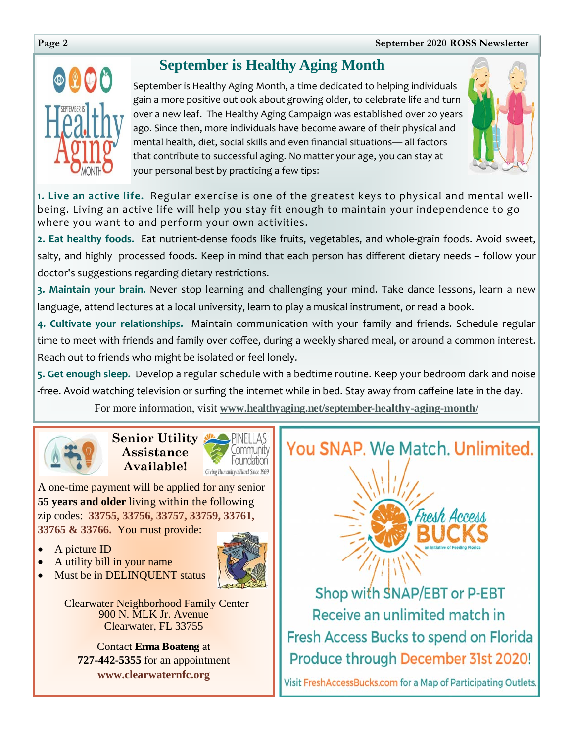## September is Healthy Aging Month

September is Healthy Aging Month, a time dedicated to helping individuals gain a more positive outlook about growing older, to celebrate life and turn over a new leaf. The Healthy Aging Campaign was established over 20 years ago. Since then, more individuals have become aware of their physical and mental health, diet, social skills and even financial situations— all factors that contribute to successful aging. No matter your age, you can stay at your personal best by practicing a few tips:

**1. Live an active life.** Regular exercise is one of the greatest keys to physical and mental well-being. Living an active life will help you stay fit enough to maintain your independence to go where you want to and perform your own activities.

**2. Eat healthy foods.** Eat nutrient-dense foods like fruits, vegetables, and whole-grain foods. Avoid sweet, salty, and highly processed foods. Keep in mind that each person has different dietary needs – follow your doctor's suggestions regarding dietary restrictions.

**3. Maintain your brain.** Never stop learning and challenging your mind. Take dance lessons, learn a new language, attend lectures at a local university, learn to play a musical instrument, or read a book.

**4. Cultivate your relationships.** Maintain communication with your family and friends. Schedule regular time to meet with friends and family over coffee, during a weekly shared meal, or around a common interest. Reach out to friends who might be isolated or feel lonely.

**5. Get enough sleep.** Develop a regular schedule with a bedtime routine. Keep your bedroom dark and noise-free. Avoid watching television or surfing the internet while in bed. Stay away from caffeine late in the day.

For more information, visit **www.healthyaging.net/september-healthy-aging-month/**

## Senior Utility Assistance Available!

PINELLAS Community Foundation — Giving Humanity a Hand Since 1969

A one-time payment will be applied for any senior **55 years and older** living within the following zip codes: **33755, 33756, 33757, 33759, 33761, 33765 & 33766.** You must provide:

- A picture ID
- A utility bill in your name
- Must be in DELINQUENT status

Clearwater Neighborhood Family Center
900 N. MLK Jr. Avenue
Clearwater, FL 33755

Contact **Erma Boateng** at **727-442-5355** for an appointment
**www.clearwaternfc.org**

## You SNAP. We Match. Unlimited.

Fresh Access BUCKS — an initiative of Feeding Florida

Shop with SNAP/EBT or P-EBT
Receive an unlimited match in Fresh Access Bucks to spend on Florida Produce through December 31st 2020!

Visit FreshAccessBucks.com for a Map of Participating Outlets.